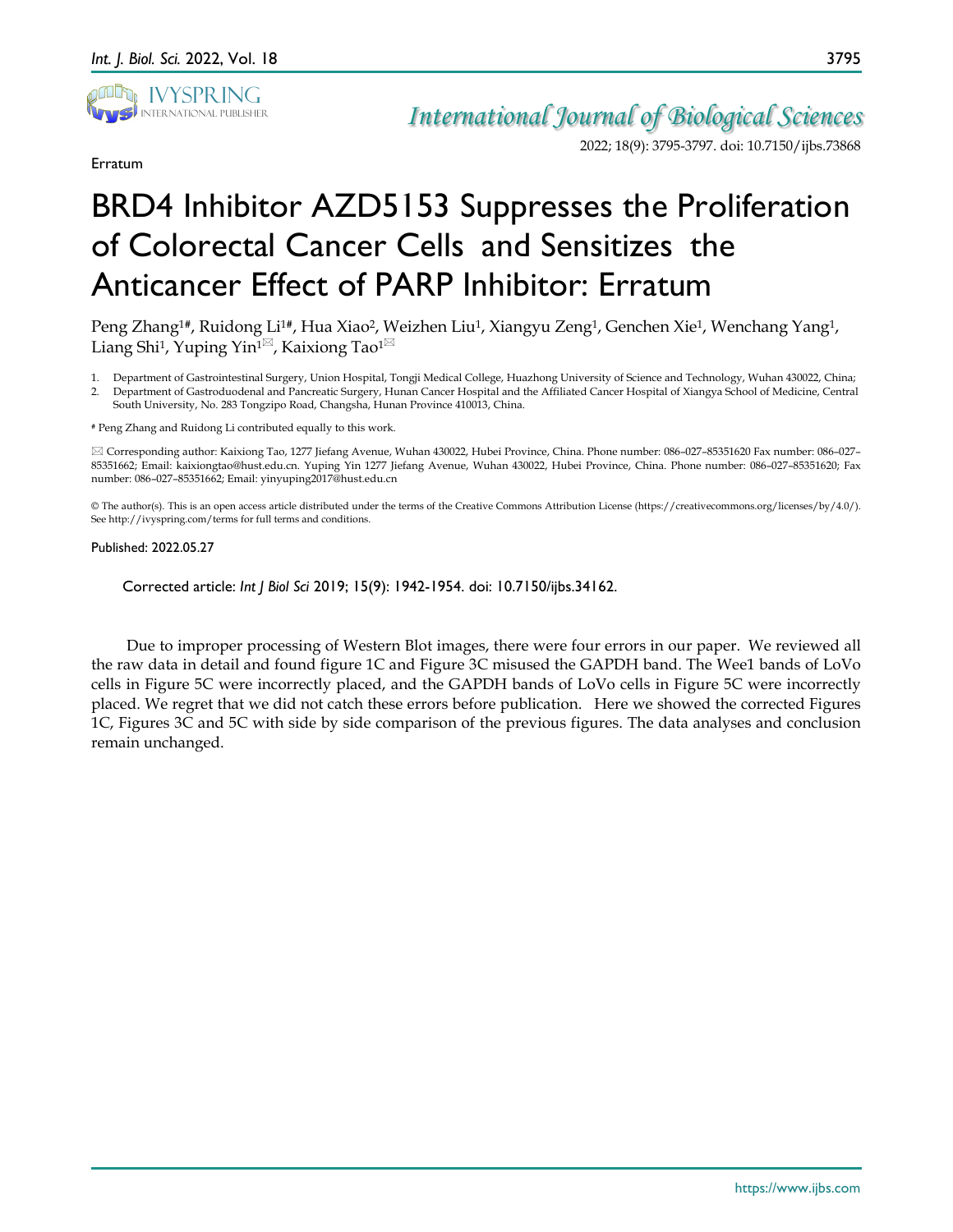Erratum

# BRD4 Inhibitor AZD5153 Suppresses the Proliferation of Colorectal Cancer Cells and Sensitizes the Anticancer Effect of PARP Inhibitor: Erratum

Peng Zhang[1#], Ruidong Li[1#], Hua Xiao[2], Weizhen Liu[1], Xiangyu Zeng[1], Genchen Xie[1], Wenchang Yang[1], Liang Shi[1], Yuping Yin[1✉], Kaixiong Tao[1✉]

1. Department of Gastrointestinal Surgery, Union Hospital, Tongji Medical College, Huazhong University of Science and Technology, Wuhan 430022, China;
2. Department of Gastroduodenal and Pancreatic Surgery, Hunan Cancer Hospital and the Affiliated Cancer Hospital of Xiangya School of Medicine, Central South University, No. 283 Tongzipo Road, Changsha, Hunan Province 410013, China.

# Peng Zhang and Ruidong Li contributed equally to this work.

✉ Corresponding author: Kaixiong Tao, 1277 Jiefang Avenue, Wuhan 430022, Hubei Province, China. Phone number: 086–027–85351620 Fax number: 086–027–85351662; Email: kaixiongtao@hust.edu.cn. Yuping Yin 1277 Jiefang Avenue, Wuhan 430022, Hubei Province, China. Phone number: 086–027–85351620; Fax number: 086–027–85351662; Email: yinyuping2017@hust.edu.cn

© The author(s). This is an open access article distributed under the terms of the Creative Commons Attribution License (https://creativecommons.org/licenses/by/4.0/). See http://ivyspring.com/terms for full terms and conditions.

Published: 2022.05.27

Corrected article: *Int J Biol Sci* 2019; 15(9): 1942-1954. doi: 10.7150/ijbs.34162.

Due to improper processing of Western Blot images, there were four errors in our paper. We reviewed all the raw data in detail and found figure 1C and Figure 3C misused the GAPDH band. The Wee1 bands of LoVo cells in Figure 5C were incorrectly placed, and the GAPDH bands of LoVo cells in Figure 5C were incorrectly placed. We regret that we did not catch these errors before publication. Here we showed the corrected Figures 1C, Figures 3C and 5C with side by side comparison of the previous figures. The data analyses and conclusion remain unchanged.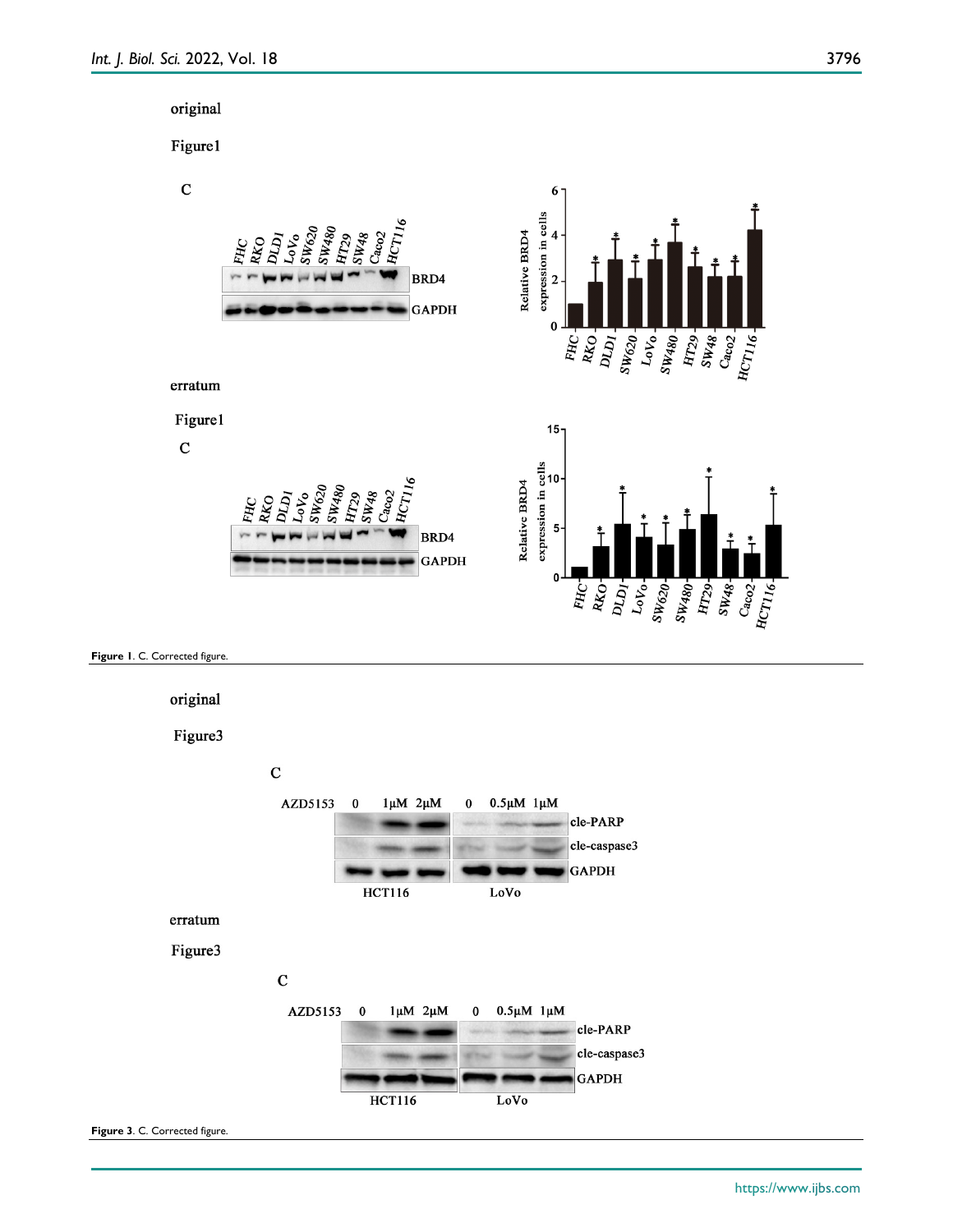original

Figure1

erratum

Figure1

**Figure 1**. C. Corrected figure.

original

Figure3

erratum

Figure3

**Figure 3**. C. Corrected figure.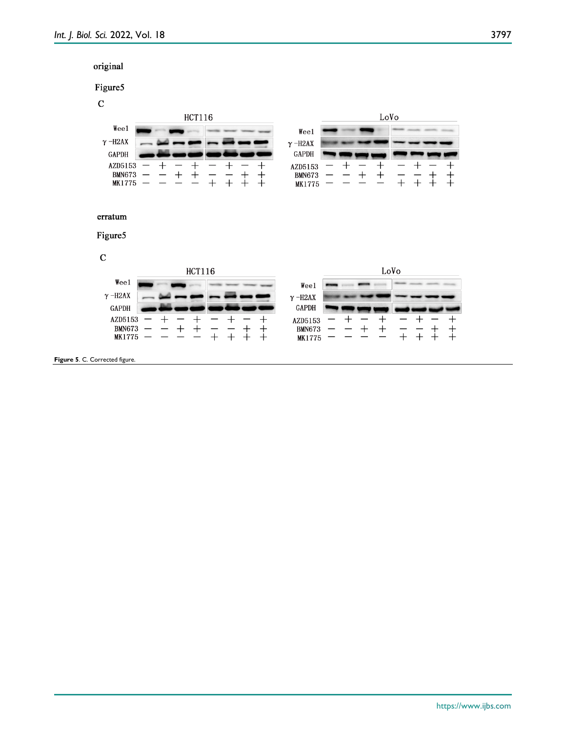original

Figure5

C

HCT116

Wee1
γ -H2AX
GAPDH
AZD5153 — + — + — + — +
BMN673 — — + + — — + +
MK1775 — — — — + + + +

LoVo

Wee1
γ -H2AX
GAPDH
AZD5153 — + — + — + — +
BMN673 — — + + — — + +
MK1775 — — — — + + + +

erratum

Figure5

C

HCT116

Wee1
γ -H2AX
GAPDH
AZD5153 — + — + — + — +
BMN673 — — + + — — + +
MK1775 — — — — + + + +

LoVo

Wee1
γ -H2AX
GAPDH
AZD5153 — + — + — + — +
BMN673 — — + + — — + +
MK1775 — — — — + + + +

**Figure 5**. C. Corrected figure.